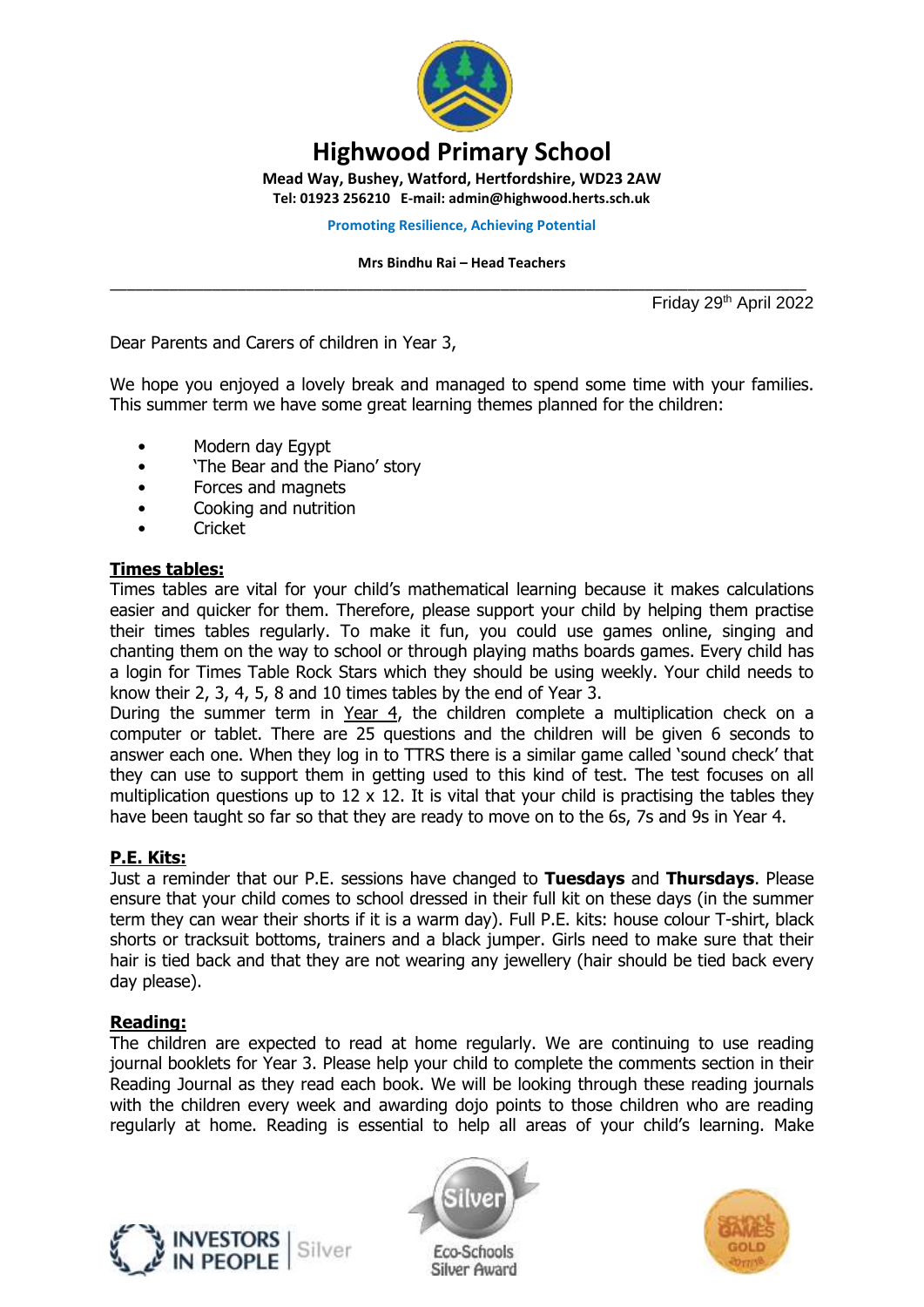# Highwood Primary School

**Mead Way, Bushey, Watford, Hertfordshire, WD23 2AW**
**Tel: 01923 256210 E-mail: admin@highwood.herts.sch.uk**

**Promoting Resilience, Achieving Potential**

**Mrs Bindhu Rai – Head Teachers**

Friday 29th April 2022

Dear Parents and Carers of children in Year 3,

We hope you enjoyed a lovely break and managed to spend some time with your families. This summer term we have some great learning themes planned for the children:

- Modern day Egypt
- 'The Bear and the Piano' story
- Forces and magnets
- Cooking and nutrition
- Cricket

## Times tables:

Times tables are vital for your child's mathematical learning because it makes calculations easier and quicker for them. Therefore, please support your child by helping them practise their times tables regularly. To make it fun, you could use games online, singing and chanting them on the way to school or through playing maths boards games. Every child has a login for Times Table Rock Stars which they should be using weekly. Your child needs to know their 2, 3, 4, 5, 8 and 10 times tables by the end of Year 3.

During the summer term in Year 4, the children complete a multiplication check on a computer or tablet. There are 25 questions and the children will be given 6 seconds to answer each one. When they log in to TTRS there is a similar game called 'sound check' that they can use to support them in getting used to this kind of test. The test focuses on all multiplication questions up to 12 x 12. It is vital that your child is practising the tables they have been taught so far so that they are ready to move on to the 6s, 7s and 9s in Year 4.

## P.E. Kits:

Just a reminder that our P.E. sessions have changed to **Tuesdays** and **Thursdays**. Please ensure that your child comes to school dressed in their full kit on these days (in the summer term they can wear their shorts if it is a warm day). Full P.E. kits: house colour T-shirt, black shorts or tracksuit bottoms, trainers and a black jumper. Girls need to make sure that their hair is tied back and that they are not wearing any jewellery (hair should be tied back every day please).

## Reading:

The children are expected to read at home regularly. We are continuing to use reading journal booklets for Year 3. Please help your child to complete the comments section in their Reading Journal as they read each book. We will be looking through these reading journals with the children every week and awarding dojo points to those children who are reading regularly at home. Reading is essential to help all areas of your child's learning. Make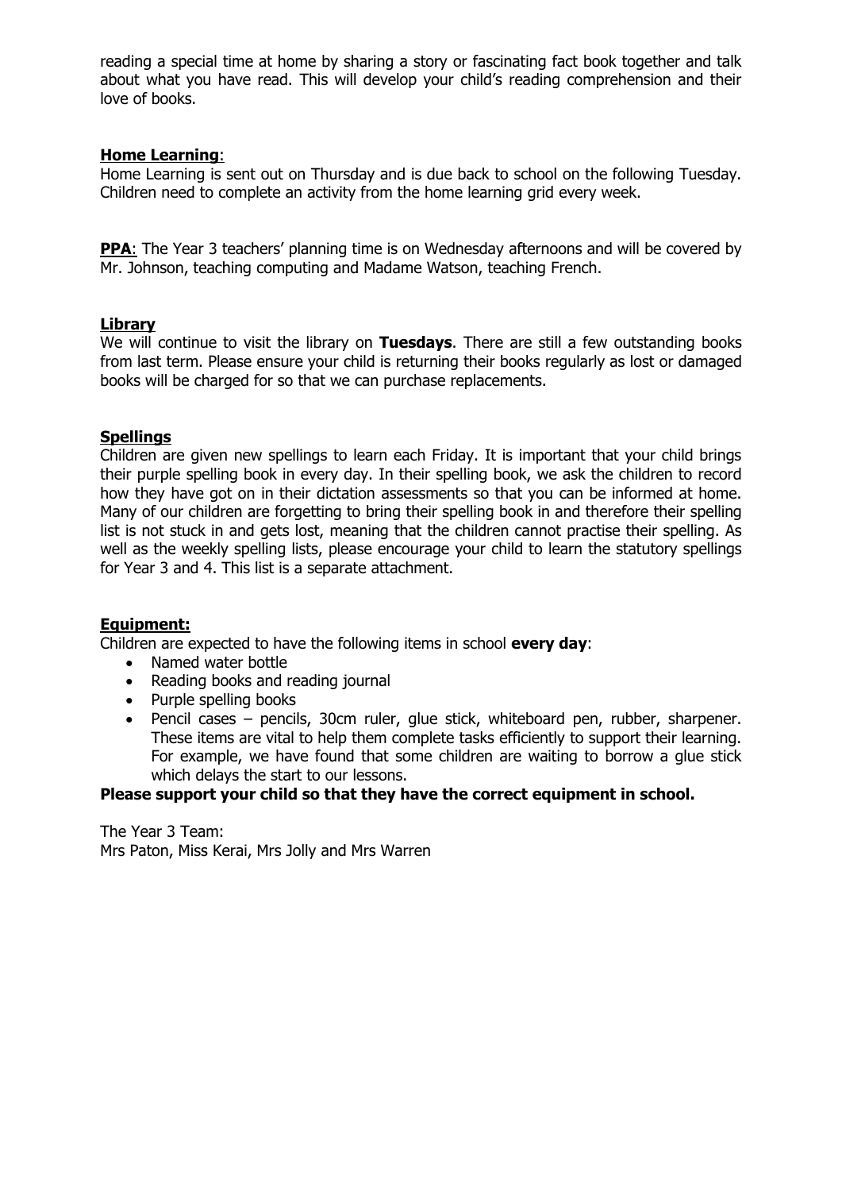reading a special time at home by sharing a story or fascinating fact book together and talk about what you have read. This will develop your child's reading comprehension and their love of books.

**Home Learning**:
Home Learning is sent out on Thursday and is due back to school on the following Tuesday. Children need to complete an activity from the home learning grid every week.

**PPA**: The Year 3 teachers' planning time is on Wednesday afternoons and will be covered by Mr. Johnson, teaching computing and Madame Watson, teaching French.

**Library**
We will continue to visit the library on **Tuesdays**. There are still a few outstanding books from last term. Please ensure your child is returning their books regularly as lost or damaged books will be charged for so that we can purchase replacements.

**Spellings**
Children are given new spellings to learn each Friday. It is important that your child brings their purple spelling book in every day. In their spelling book, we ask the children to record how they have got on in their dictation assessments so that you can be informed at home. Many of our children are forgetting to bring their spelling book in and therefore their spelling list is not stuck in and gets lost, meaning that the children cannot practise their spelling. As well as the weekly spelling lists, please encourage your child to learn the statutory spellings for Year 3 and 4. This list is a separate attachment.

**Equipment:**
Children are expected to have the following items in school **every day**:

- Named water bottle
- Reading books and reading journal
- Purple spelling books
- Pencil cases – pencils, 30cm ruler, glue stick, whiteboard pen, rubber, sharpener. These items are vital to help them complete tasks efficiently to support their learning. For example, we have found that some children are waiting to borrow a glue stick which delays the start to our lessons.

**Please support your child so that they have the correct equipment in school.**

The Year 3 Team:
Mrs Paton, Miss Kerai, Mrs Jolly and Mrs Warren